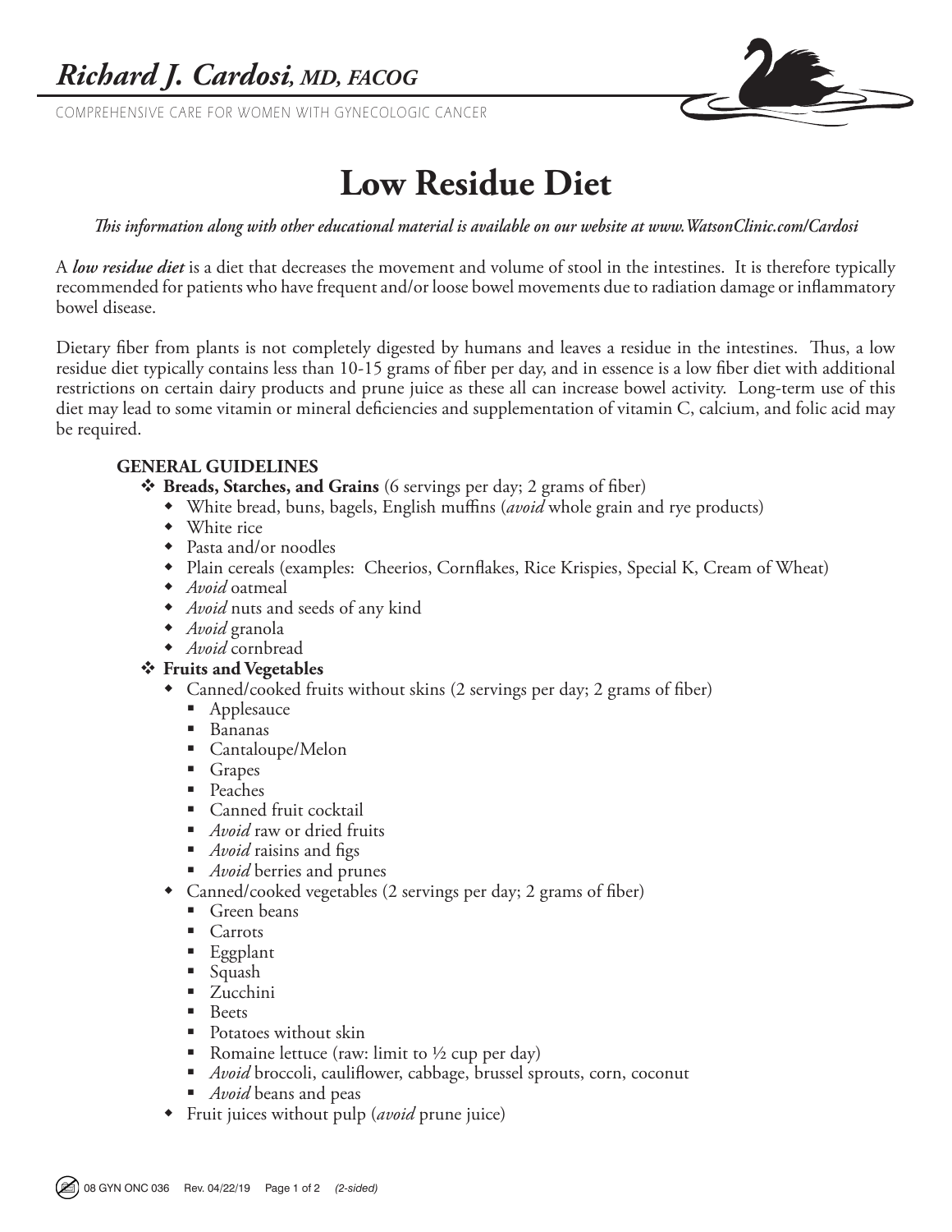# Richard J. Cardosi, *MD, FACOG*

COMPREHENSIVE CARE FOR WOMEN WITH GYNECOLOGIC CANCER

## Low Residue Diet

*This information along with other educational material is available on our website at www.WatsonClinic.com/Cardosi*

A ***low residue diet*** is a diet that decreases the movement and volume of stool in the intestines. It is therefore typically recommended for patients who have frequent and/or loose bowel movements due to radiation damage or inflammatory bowel disease.

Dietary fiber from plants is not completely digested by humans and leaves a residue in the intestines. Thus, a low residue diet typically contains less than 10-15 grams of fiber per day, and in essence is a low fiber diet with additional restrictions on certain dairy products and prune juice as these all can increase bowel activity. Long-term use of this diet may lead to some vitamin or mineral deficiencies and supplementation of vitamin C, calcium, and folic acid may be required.

### GENERAL GUIDELINES

- **Breads, Starches, and Grains** (6 servings per day; 2 grams of fiber)
  - White bread, buns, bagels, English muffins (*avoid* whole grain and rye products)
  - White rice
  - Pasta and/or noodles
  - Plain cereals (examples: Cheerios, Cornflakes, Rice Krispies, Special K, Cream of Wheat)
  - *Avoid* oatmeal
  - *Avoid* nuts and seeds of any kind
  - *Avoid* granola
  - *Avoid* cornbread
- **Fruits and Vegetables**
  - Canned/cooked fruits without skins (2 servings per day; 2 grams of fiber)
    - Applesauce
    - Bananas
    - Cantaloupe/Melon
    - Grapes
    - Peaches
    - Canned fruit cocktail
    - *Avoid* raw or dried fruits
    - *Avoid* raisins and figs
    - *Avoid* berries and prunes
  - Canned/cooked vegetables (2 servings per day; 2 grams of fiber)
    - Green beans
    - Carrots
    - Eggplant
    - Squash
    - Zucchini
    - Beets
    - Potatoes without skin
    - Romaine lettuce (raw: limit to ½ cup per day)
    - *Avoid* broccoli, cauliflower, cabbage, brussel sprouts, corn, coconut
    - *Avoid* beans and peas
  - Fruit juices without pulp (*avoid* prune juice)

08 GYN ONC 036 Rev. 04/22/19 (2-sided)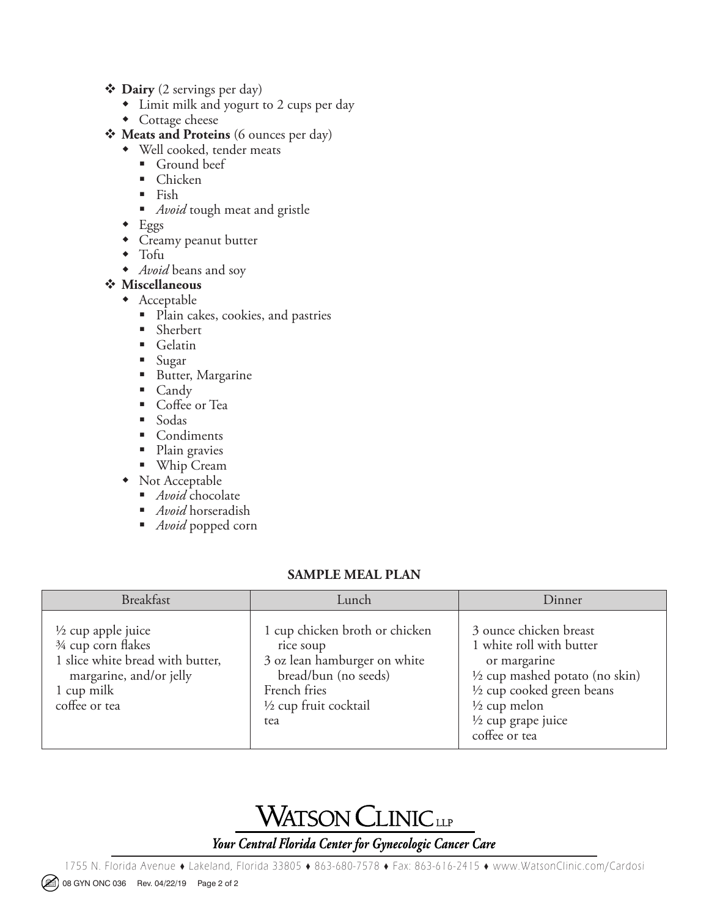- **Dairy** (2 servings per day)
  - Limit milk and yogurt to 2 cups per day
  - Cottage cheese
- **Meats and Proteins** (6 ounces per day)
  - Well cooked, tender meats
    - Ground beef
    - Chicken
    - Fish
    - *Avoid* tough meat and gristle
  - Eggs
  - Creamy peanut butter
  - Tofu
  - *Avoid* beans and soy
- **Miscellaneous**
  - Acceptable
    - Plain cakes, cookies, and pastries
    - Sherbert
    - Gelatin
    - Sugar
    - Butter, Margarine
    - Candy
    - Coffee or Tea
    - Sodas
    - Condiments
    - Plain gravies
    - Whip Cream
  - Not Acceptable
    - *Avoid* chocolate
    - *Avoid* horseradish
    - *Avoid* popped corn

**SAMPLE MEAL PLAN**

| Breakfast | Lunch | Dinner |
|---|---|---|
| ½ cup apple juice<br>¾ cup corn flakes<br>1 slice white bread with butter, margarine, and/or jelly<br>1 cup milk<br>coffee or tea | 1 cup chicken broth or chicken rice soup<br>3 oz lean hamburger on white bread/bun (no seeds)<br>French fries<br>½ cup fruit cocktail<br>tea | 3 ounce chicken breast<br>1 white roll with butter or margarine<br>½ cup mashed potato (no skin)<br>½ cup cooked green beans<br>½ cup melon<br>½ cup grape juice<br>coffee or tea |

WATSON CLINIC LLP

*Your Central Florida Center for Gynecologic Cancer Care*

1755 N. Florida Avenue ♦ Lakeland, Florida 33805 ♦ 863-680-7578 ♦ Fax: 863-616-2415 ♦ www.WatsonClinic.com/Cardosi

08 GYN ONC 036 Rev. 04/22/19